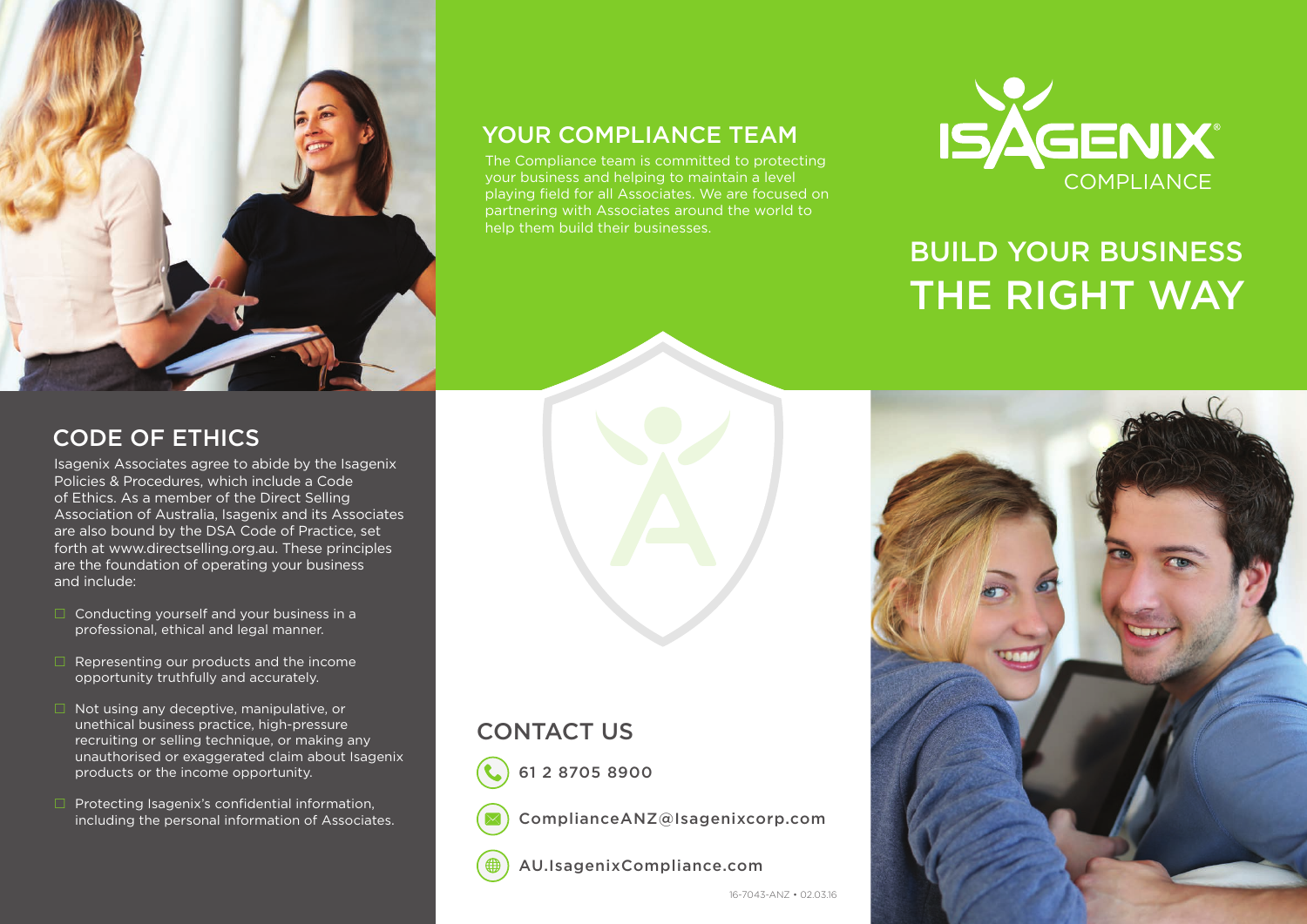# BUILD YOUR BUSINESS THE RIGHT WAY

ISAGENIX® COMPLIANCE

## YOUR COMPLIANCE TEAM

The Compliance team is committed to protecting your business and helping to maintain a level playing field for all Associates. We are focused on partnering with Associates around the world to help them build their businesses.

## CODE OF ETHICS

Isagenix Associates agree to abide by the Isagenix Policies & Procedures, which include a Code of Ethics. As a member of the Direct Selling Association of Australia, Isagenix and its Associates are also bound by the DSA Code of Practice, set forth at www.directselling.org.au. These principles are the foundation of operating your business and include:

- Conducting yourself and your business in a professional, ethical and legal manner.
- Representing our products and the income opportunity truthfully and accurately.
- Not using any deceptive, manipulative, or unethical business practice, high-pressure recruiting or selling technique, or making any unauthorised or exaggerated claim about Isagenix products or the income opportunity.
- Protecting Isagenix's confidential information, including the personal information of Associates.

## CONTACT US

61 2 8705 8900

ComplianceANZ@Isagenixcorp.com

AU.IsagenixCompliance.com

16-7043-ANZ • 02.03.16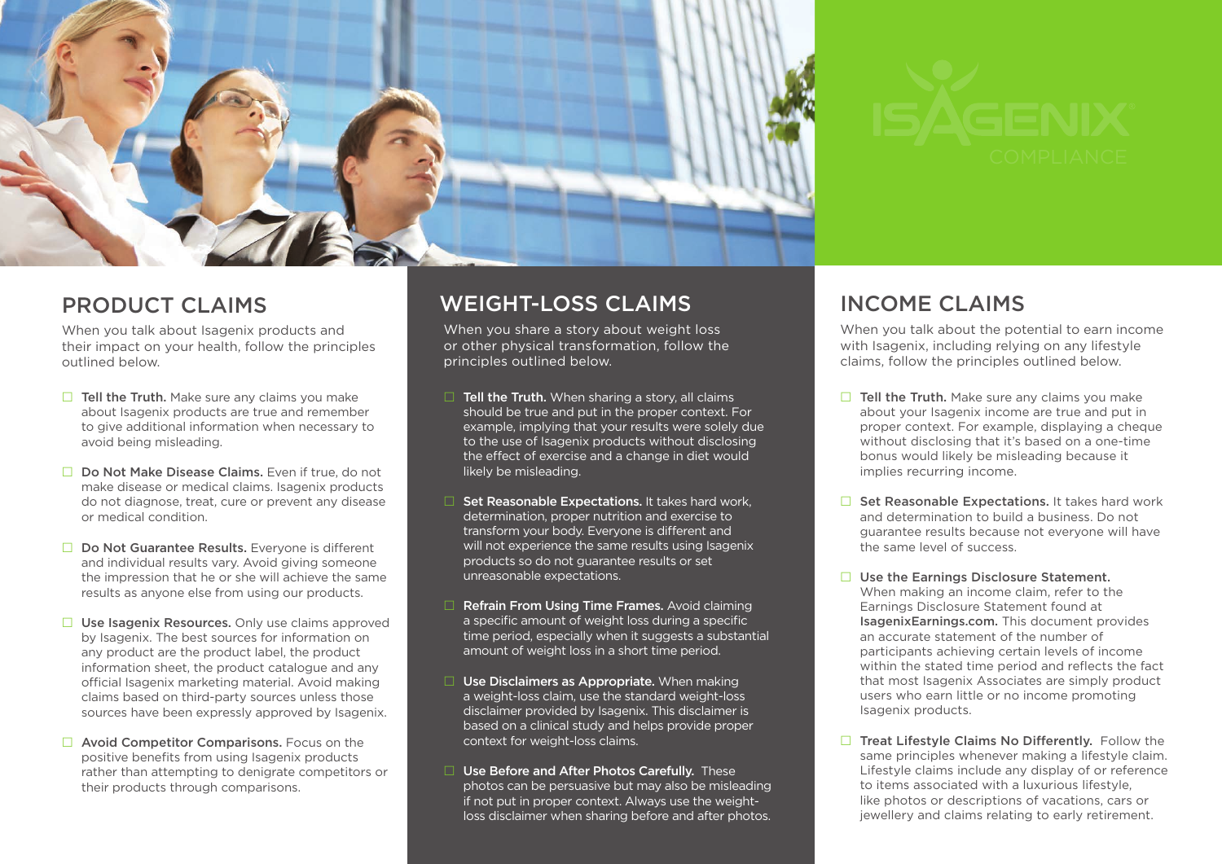ISAGENIX®

COMPLIANCE

## PRODUCT CLAIMS

When you talk about Isagenix products and their impact on your health, follow the principles outlined below.

- ☐ **Tell the Truth.** Make sure any claims you make about Isagenix products are true and remember to give additional information when necessary to avoid being misleading.
- ☐ **Do Not Make Disease Claims.** Even if true, do not make disease or medical claims. Isagenix products do not diagnose, treat, cure or prevent any disease or medical condition.
- ☐ **Do Not Guarantee Results.** Everyone is different and individual results vary. Avoid giving someone the impression that he or she will achieve the same results as anyone else from using our products.
- ☐ **Use Isagenix Resources.** Only use claims approved by Isagenix. The best sources for information on any product are the product label, the product information sheet, the product catalogue and any official Isagenix marketing material. Avoid making claims based on third-party sources unless those sources have been expressly approved by Isagenix.
- ☐ **Avoid Competitor Comparisons.** Focus on the positive benefits from using Isagenix products rather than attempting to denigrate competitors or their products through comparisons.

## WEIGHT-LOSS CLAIMS

When you share a story about weight loss or other physical transformation, follow the principles outlined below.

- ☐ **Tell the Truth.** When sharing a story, all claims should be true and put in the proper context. For example, implying that your results were solely due to the use of Isagenix products without disclosing the effect of exercise and a change in diet would likely be misleading.
- ☐ **Set Reasonable Expectations.** It takes hard work, determination, proper nutrition and exercise to transform your body. Everyone is different and will not experience the same results using Isagenix products so do not guarantee results or set unreasonable expectations.
- ☐ **Refrain From Using Time Frames.** Avoid claiming a specific amount of weight loss during a specific time period, especially when it suggests a substantial amount of weight loss in a short time period.
- ☐ **Use Disclaimers as Appropriate.** When making a weight-loss claim, use the standard weight-loss disclaimer provided by Isagenix. This disclaimer is based on a clinical study and helps provide proper context for weight-loss claims.
- ☐ **Use Before and After Photos Carefully.** These photos can be persuasive but may also be misleading if not put in proper context. Always use the weight-loss disclaimer when sharing before and after photos.

## INCOME CLAIMS

When you talk about the potential to earn income with Isagenix, including relying on any lifestyle claims, follow the principles outlined below.

- ☐ **Tell the Truth.** Make sure any claims you make about your Isagenix income are true and put in proper context. For example, displaying a cheque without disclosing that it's based on a one-time bonus would likely be misleading because it implies recurring income.
- ☐ **Set Reasonable Expectations.** It takes hard work and determination to build a business. Do not guarantee results because not everyone will have the same level of success.
- ☐ **Use the Earnings Disclosure Statement.** When making an income claim, refer to the Earnings Disclosure Statement found at **IsagenixEarnings.com.** This document provides an accurate statement of the number of participants achieving certain levels of income within the stated time period and reflects the fact that most Isagenix Associates are simply product users who earn little or no income promoting Isagenix products.
- ☐ **Treat Lifestyle Claims No Differently.** Follow the same principles whenever making a lifestyle claim. Lifestyle claims include any display of or reference to items associated with a luxurious lifestyle, like photos or descriptions of vacations, cars or jewellery and claims relating to early retirement.